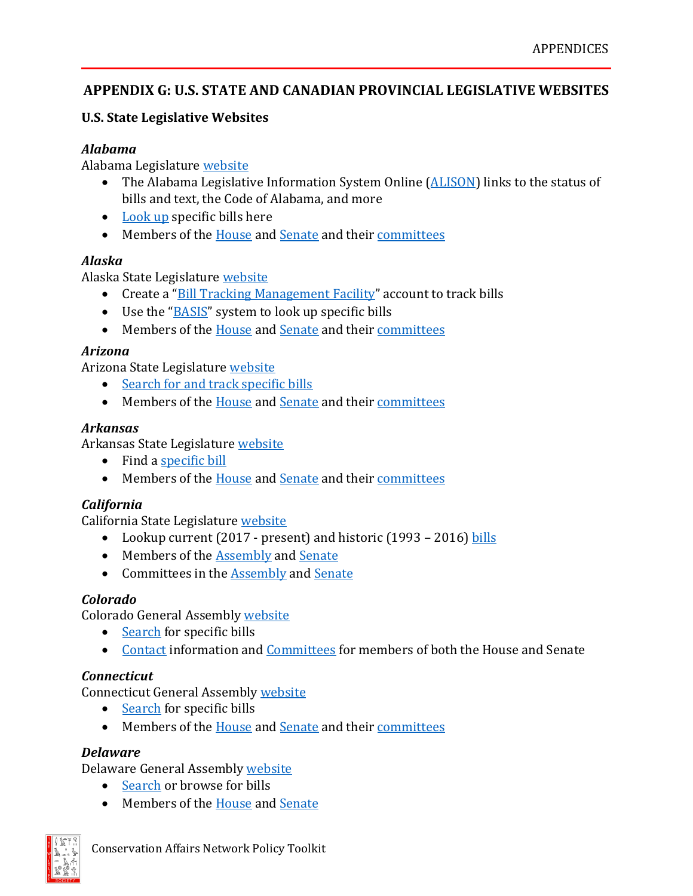# APPENDIX G: U.S. STATE AND CANADIAN PROVINCIAL LEGISLATIVE WEBSITES

## U.S. State Legislative Websites

### *Alabama*

Alabama Legislature website

- The Alabama Legislative Information System Online (ALISON) links to the status of bills and text, the Code of Alabama, and more
- Look up specific bills here
- Members of the House and Senate and their committees

### *Alaska*

Alaska State Legislature website

- Create a "Bill Tracking Management Facility" account to track bills
- Use the "BASIS" system to look up specific bills
- Members of the House and Senate and their committees

### *Arizona*

Arizona State Legislature website

- Search for and track specific bills
- Members of the House and Senate and their committees

### *Arkansas*

Arkansas State Legislature website

- Find a specific bill
- Members of the House and Senate and their committees

### *California*

California State Legislature website

- Lookup current (2017 - present) and historic (1993 – 2016) bills
- Members of the Assembly and Senate
- Committees in the Assembly and Senate

### *Colorado*

Colorado General Assembly website

- Search for specific bills
- Contact information and Committees for members of both the House and Senate

### *Connecticut*

Connecticut General Assembly website

- Search for specific bills
- Members of the House and Senate and their committees

### *Delaware*

Delaware General Assembly website

- Search or browse for bills
- Members of the House and Senate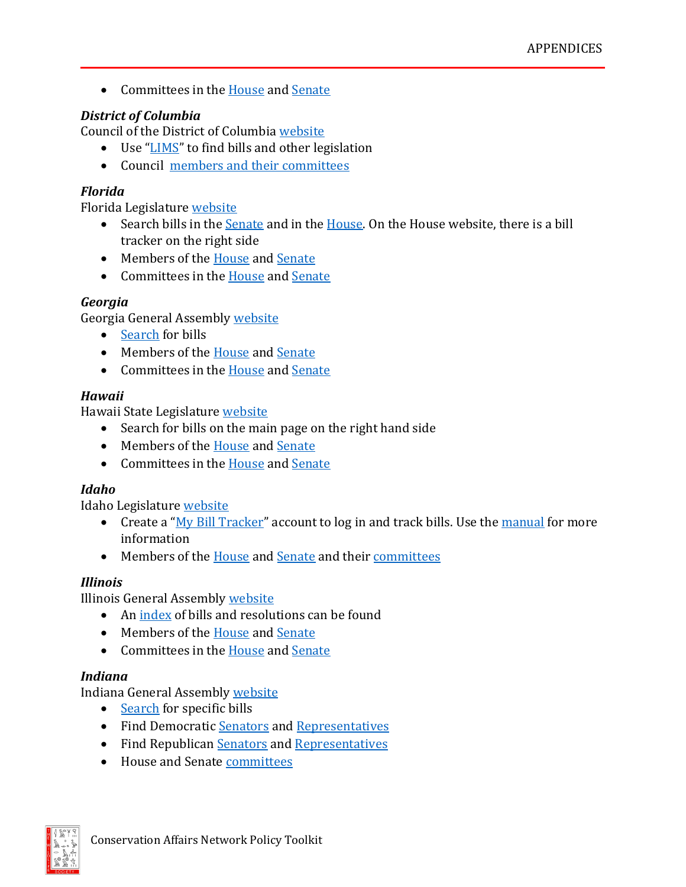- Committees in the House and Senate

***District of Columbia***

Council of the District of Columbia website

- Use "LIMS" to find bills and other legislation
- Council members and their committees

***Florida***

Florida Legislature website

- Search bills in the Senate and in the House. On the House website, there is a bill tracker on the right side
- Members of the House and Senate
- Committees in the House and Senate

***Georgia***

Georgia General Assembly website

- Search for bills
- Members of the House and Senate
- Committees in the House and Senate

***Hawaii***

Hawaii State Legislature website

- Search for bills on the main page on the right hand side
- Members of the House and Senate
- Committees in the House and Senate

***Idaho***

Idaho Legislature website

- Create a "My Bill Tracker" account to log in and track bills. Use the manual for more information
- Members of the House and Senate and their committees

***Illinois***

Illinois General Assembly website

- An index of bills and resolutions can be found
- Members of the House and Senate
- Committees in the House and Senate

***Indiana***

Indiana General Assembly website

- Search for specific bills
- Find Democratic Senators and Representatives
- Find Republican Senators and Representatives
- House and Senate committees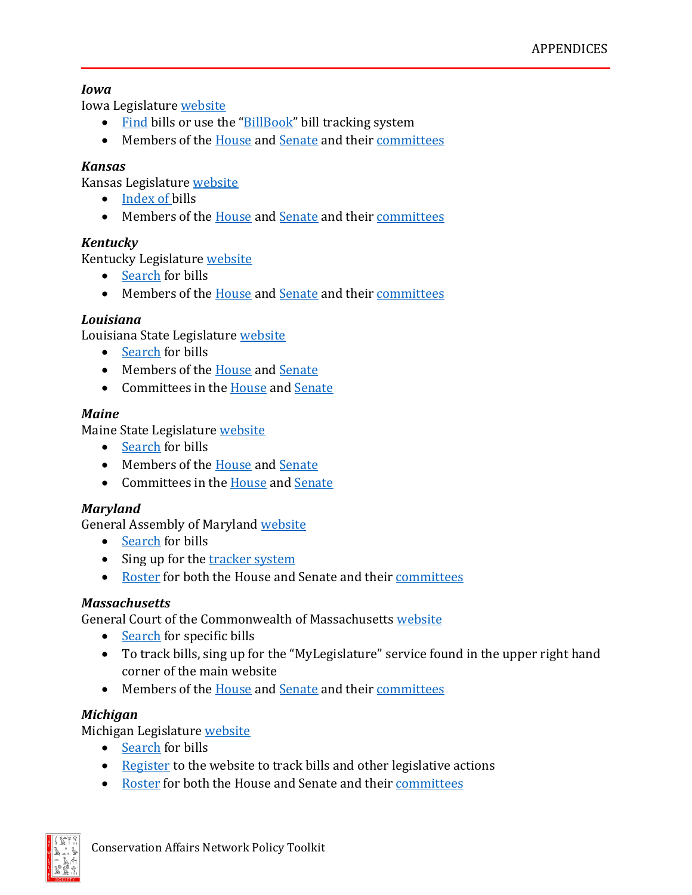***Iowa***

Iowa Legislature website

- Find bills or use the "BillBook" bill tracking system
- Members of the House and Senate and their committees

***Kansas***

Kansas Legislature website

- Index of bills
- Members of the House and Senate and their committees

***Kentucky***

Kentucky Legislature website

- Search for bills
- Members of the House and Senate and their committees

***Louisiana***

Louisiana State Legislature website

- Search for bills
- Members of the House and Senate
- Committees in the House and Senate

***Maine***

Maine State Legislature website

- Search for bills
- Members of the House and Senate
- Committees in the House and Senate

***Maryland***

General Assembly of Maryland website

- Search for bills
- Sing up for the tracker system
- Roster for both the House and Senate and their committees

***Massachusetts***

General Court of the Commonwealth of Massachusetts website

- Search for specific bills
- To track bills, sing up for the "MyLegislature" service found in the upper right hand corner of the main website
- Members of the House and Senate and their committees

***Michigan***

Michigan Legislature website

- Search for bills
- Register to the website to track bills and other legislative actions
- Roster for both the House and Senate and their committees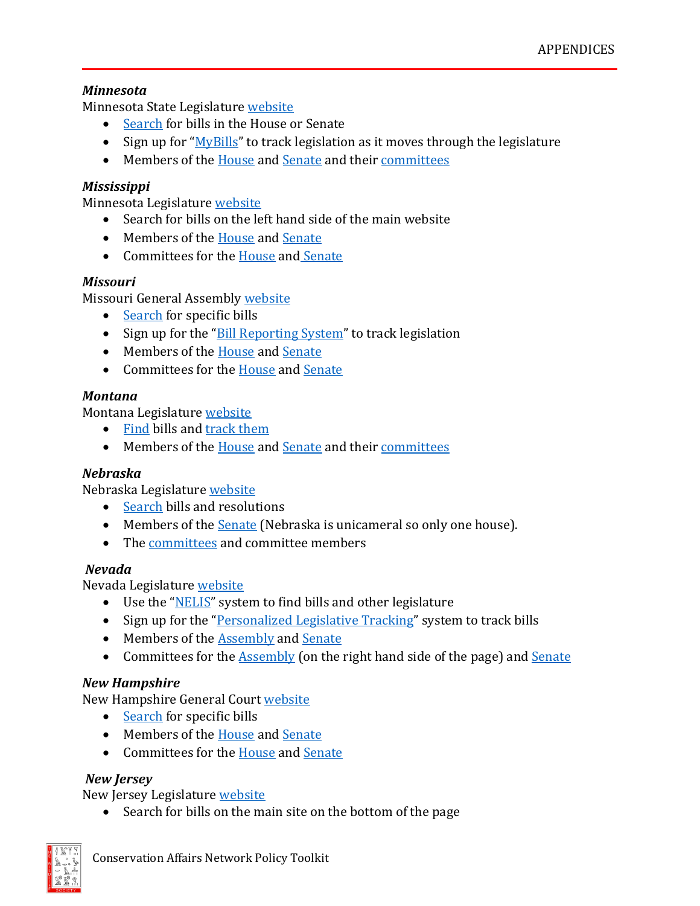***Minnesota***

Minnesota State Legislature website

- Search for bills in the House or Senate
- Sign up for "MyBills" to track legislation as it moves through the legislature
- Members of the House and Senate and their committees

***Mississippi***

Minnesota Legislature website

- Search for bills on the left hand side of the main website
- Members of the House and Senate
- Committees for the House and Senate

***Missouri***

Missouri General Assembly website

- Search for specific bills
- Sign up for the "Bill Reporting System" to track legislation
- Members of the House and Senate
- Committees for the House and Senate

***Montana***

Montana Legislature website

- Find bills and track them
- Members of the House and Senate and their committees

***Nebraska***

Nebraska Legislature website

- Search bills and resolutions
- Members of the Senate (Nebraska is unicameral so only one house).
- The committees and committee members

***Nevada***

Nevada Legislature website

- Use the "NELIS" system to find bills and other legislature
- Sign up for the "Personalized Legislative Tracking" system to track bills
- Members of the Assembly and Senate
- Committees for the Assembly (on the right hand side of the page) and Senate

***New Hampshire***

New Hampshire General Court website

- Search for specific bills
- Members of the House and Senate
- Committees for the House and Senate

***New Jersey***

New Jersey Legislature website

- Search for bills on the main site on the bottom of the page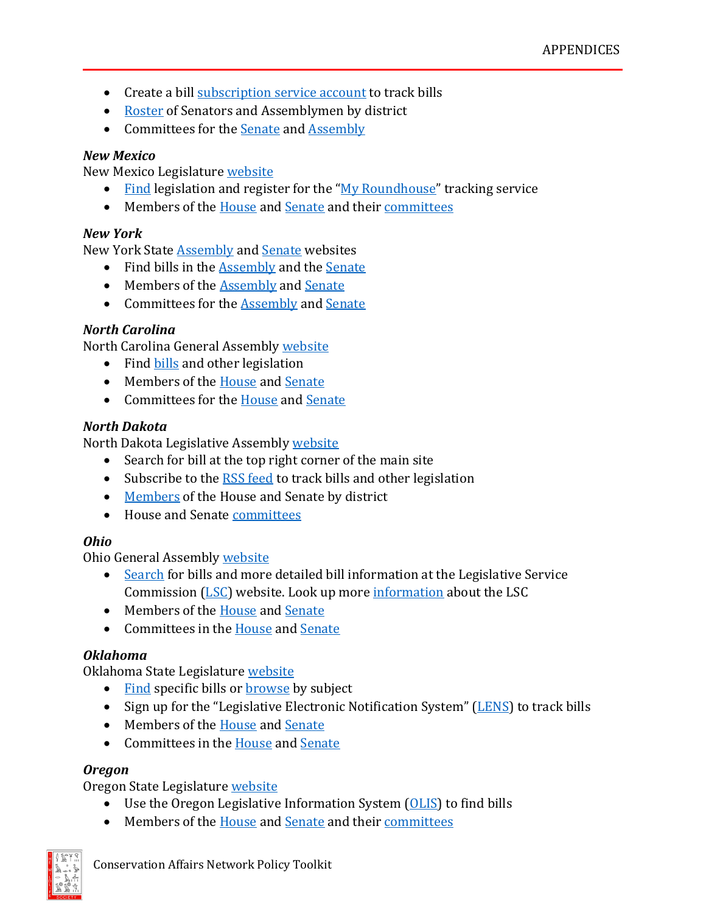- Create a bill subscription service account to track bills
- Roster of Senators and Assemblymen by district
- Committees for the Senate and Assembly

***New Mexico***

New Mexico Legislature website

- Find legislation and register for the "My Roundhouse" tracking service
- Members of the House and Senate and their committees

***New York***

New York State Assembly and Senate websites

- Find bills in the Assembly and the Senate
- Members of the Assembly and Senate
- Committees for the Assembly and Senate

***North Carolina***

North Carolina General Assembly website

- Find bills and other legislation
- Members of the House and Senate
- Committees for the House and Senate

***North Dakota***

North Dakota Legislative Assembly website

- Search for bill at the top right corner of the main site
- Subscribe to the RSS feed to track bills and other legislation
- Members of the House and Senate by district
- House and Senate committees

***Ohio***

Ohio General Assembly website

- Search for bills and more detailed bill information at the Legislative Service Commission (LSC) website. Look up more information about the LSC
- Members of the House and Senate
- Committees in the House and Senate

***Oklahoma***

Oklahoma State Legislature website

- Find specific bills or browse by subject
- Sign up for the "Legislative Electronic Notification System" (LENS) to track bills
- Members of the House and Senate
- Committees in the House and Senate

***Oregon***

Oregon State Legislature website

- Use the Oregon Legislative Information System (OLIS) to find bills
- Members of the House and Senate and their committees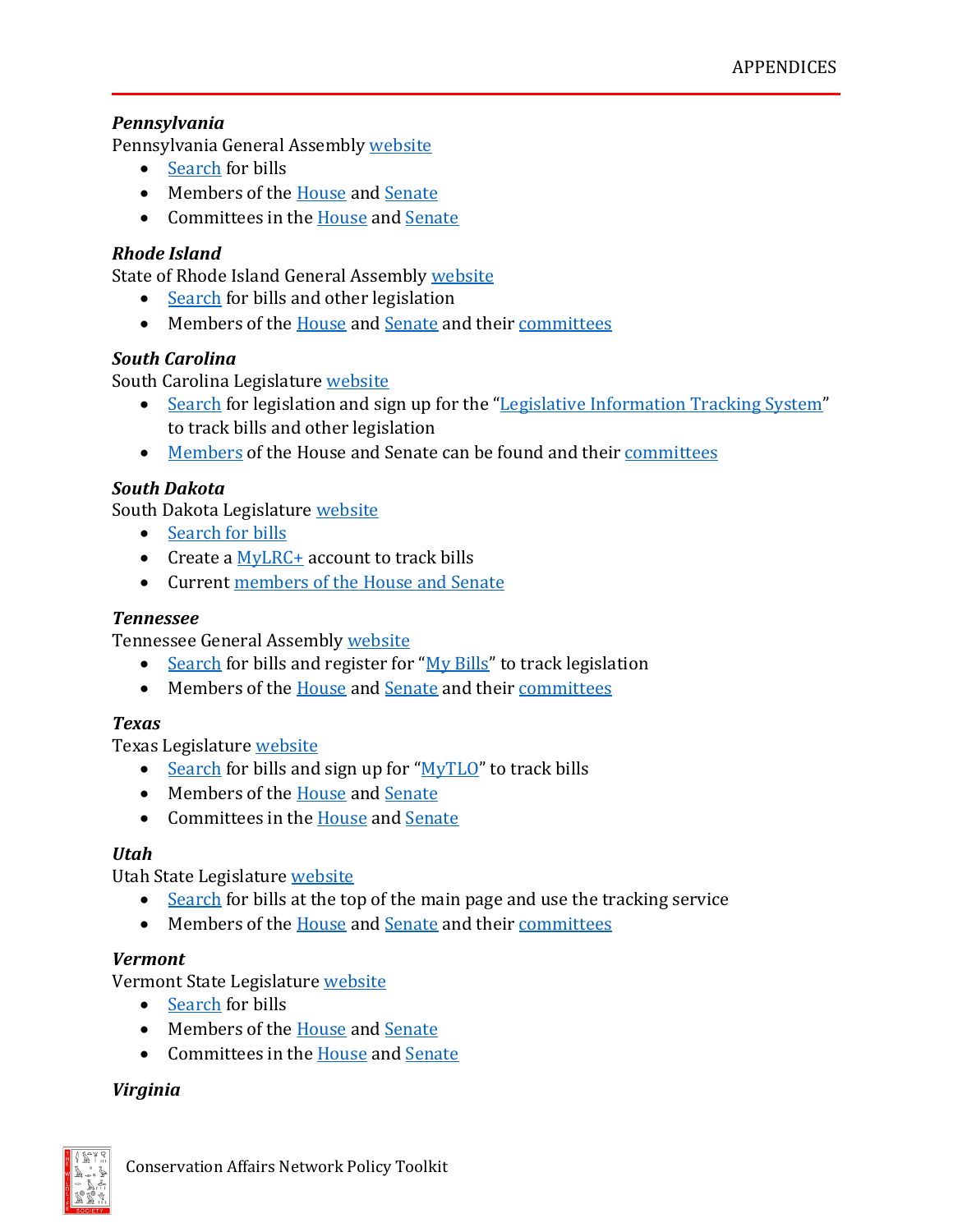***Pennsylvania***

Pennsylvania General Assembly website

- Search for bills
- Members of the House and Senate
- Committees in the House and Senate

***Rhode Island***

State of Rhode Island General Assembly website

- Search for bills and other legislation
- Members of the House and Senate and their committees

***South Carolina***

South Carolina Legislature website

- Search for legislation and sign up for the "Legislative Information Tracking System" to track bills and other legislation
- Members of the House and Senate can be found and their committees

***South Dakota***

South Dakota Legislature website

- Search for bills
- Create a MyLRC+ account to track bills
- Current members of the House and Senate

***Tennessee***

Tennessee General Assembly website

- Search for bills and register for "My Bills" to track legislation
- Members of the House and Senate and their committees

***Texas***

Texas Legislature website

- Search for bills and sign up for "MyTLO" to track bills
- Members of the House and Senate
- Committees in the House and Senate

***Utah***

Utah State Legislature website

- Search for bills at the top of the main page and use the tracking service
- Members of the House and Senate and their committees

***Vermont***

Vermont State Legislature website

- Search for bills
- Members of the House and Senate
- Committees in the House and Senate

***Virginia***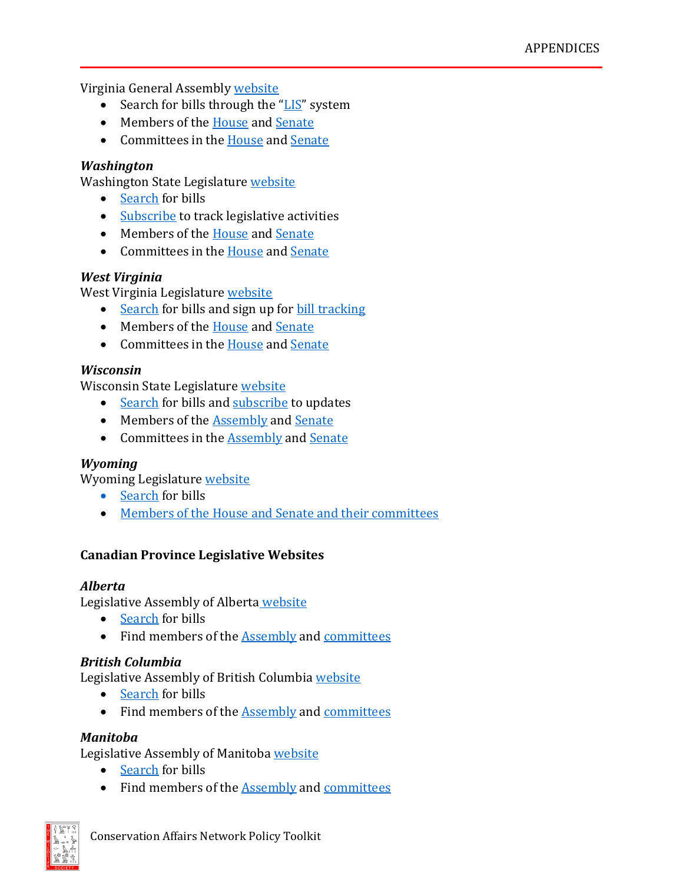Virginia General Assembly website

- Search for bills through the "LIS" system
- Members of the House and Senate
- Committees in the House and Senate

***Washington***

Washington State Legislature website

- Search for bills
- Subscribe to track legislative activities
- Members of the House and Senate
- Committees in the House and Senate

***West Virginia***

West Virginia Legislature website

- Search for bills and sign up for bill tracking
- Members of the House and Senate
- Committees in the House and Senate

***Wisconsin***

Wisconsin State Legislature website

- Search for bills and subscribe to updates
- Members of the Assembly and Senate
- Committees in the Assembly and Senate

***Wyoming***

Wyoming Legislature website

- Search for bills
- Members of the House and Senate and their committees

### Canadian Province Legislative Websites

***Alberta***

Legislative Assembly of Alberta website

- Search for bills
- Find members of the Assembly and committees

***British Columbia***

Legislative Assembly of British Columbia website

- Search for bills
- Find members of the Assembly and committees

***Manitoba***

Legislative Assembly of Manitoba website

- Search for bills
- Find members of the Assembly and committees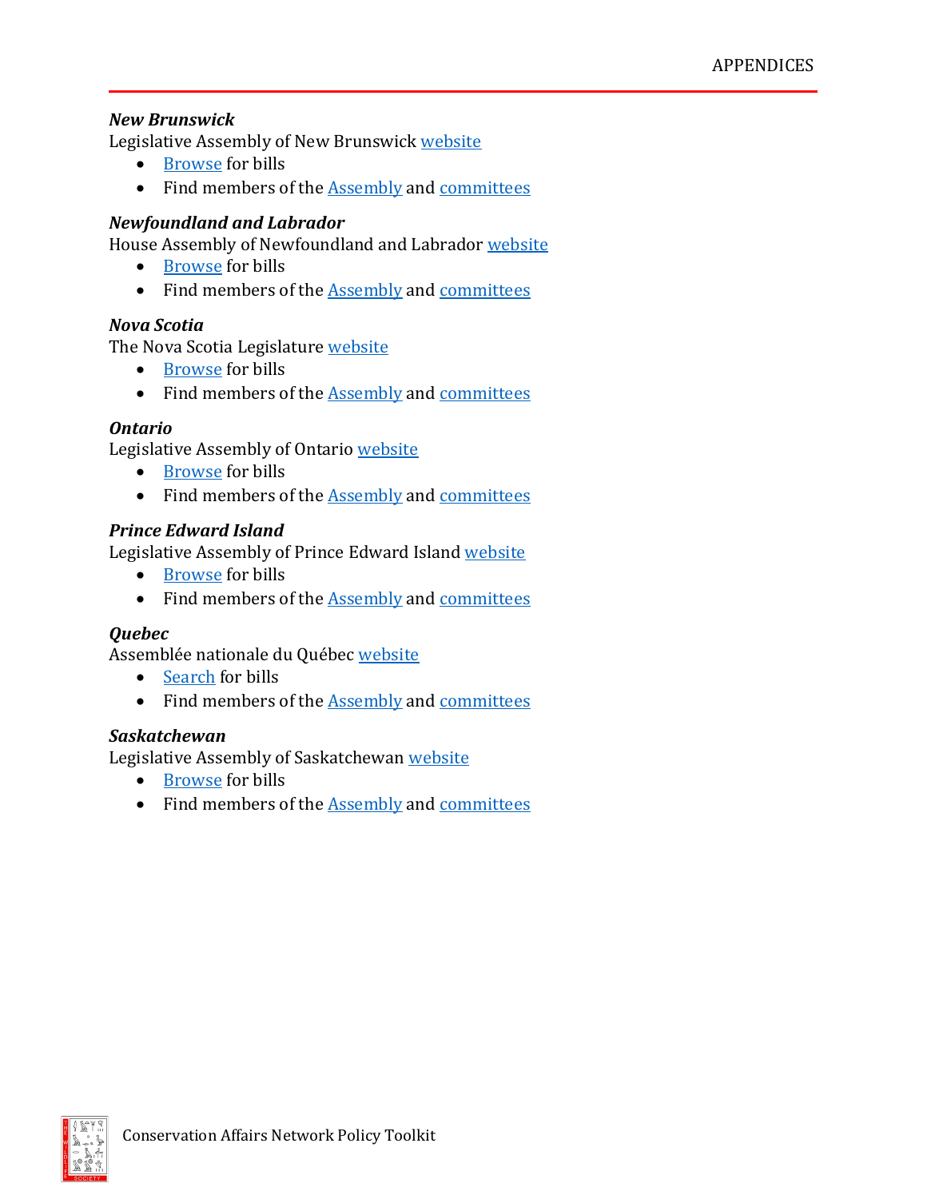***New Brunswick***

Legislative Assembly of New Brunswick website

- Browse for bills
- Find members of the Assembly and committees

***Newfoundland and Labrador***

House Assembly of Newfoundland and Labrador website

- Browse for bills
- Find members of the Assembly and committees

***Nova Scotia***

The Nova Scotia Legislature website

- Browse for bills
- Find members of the Assembly and committees

***Ontario***

Legislative Assembly of Ontario website

- Browse for bills
- Find members of the Assembly and committees

***Prince Edward Island***

Legislative Assembly of Prince Edward Island website

- Browse for bills
- Find members of the Assembly and committees

***Quebec***

Assemblée nationale du Québec website

- Search for bills
- Find members of the Assembly and committees

***Saskatchewan***

Legislative Assembly of Saskatchewan website

- Browse for bills
- Find members of the Assembly and committees